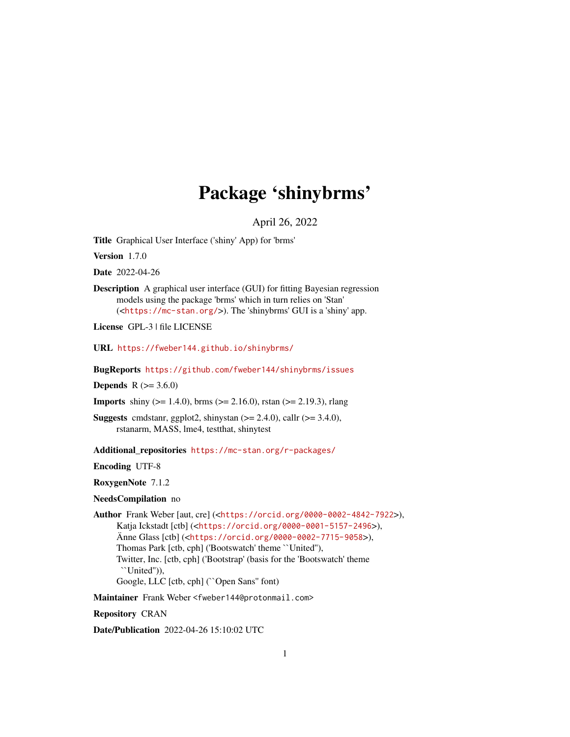# Package 'shinybrms'

April 26, 2022

**Title** Graphical User Interface ('shiny' App) for 'brms'

**Version** 1.7.0

**Date** 2022-04-26

**Description** A graphical user interface (GUI) for fitting Bayesian regression models using the package 'brms' which in turn relies on 'Stan' (<https://mc-stan.org/>). The 'shinybrms' GUI is a 'shiny' app.

**License** GPL-3 | file LICENSE

**URL** https://fweber144.github.io/shinybrms/

**BugReports** https://github.com/fweber144/shinybrms/issues

**Depends** R (>= 3.6.0)

**Imports** shiny (>= 1.4.0), brms (>= 2.16.0), rstan (>= 2.19.3), rlang

**Suggests** cmdstanr, ggplot2, shinystan (>= 2.4.0), callr (>= 3.4.0), rstanarm, MASS, lme4, testthat, shinytest

**Additional_repositories** https://mc-stan.org/r-packages/

**Encoding** UTF-8

**RoxygenNote** 7.1.2

**NeedsCompilation** no

**Author** Frank Weber [aut, cre] (<https://orcid.org/0000-0002-4842-7922>), Katja Ickstadt [ctb] (<https://orcid.org/0000-0001-5157-2496>), Änne Glass [ctb] (<https://orcid.org/0000-0002-7715-9058>), Thomas Park [ctb, cph] ('Bootswatch' theme ``United''), Twitter, Inc. [ctb, cph] ('Bootstrap' (basis for the 'Bootswatch' theme ``United'')), Google, LLC [ctb, cph] (``Open Sans'' font)

**Maintainer** Frank Weber <fweber144@protonmail.com>

**Repository** CRAN

**Date/Publication** 2022-04-26 15:10:02 UTC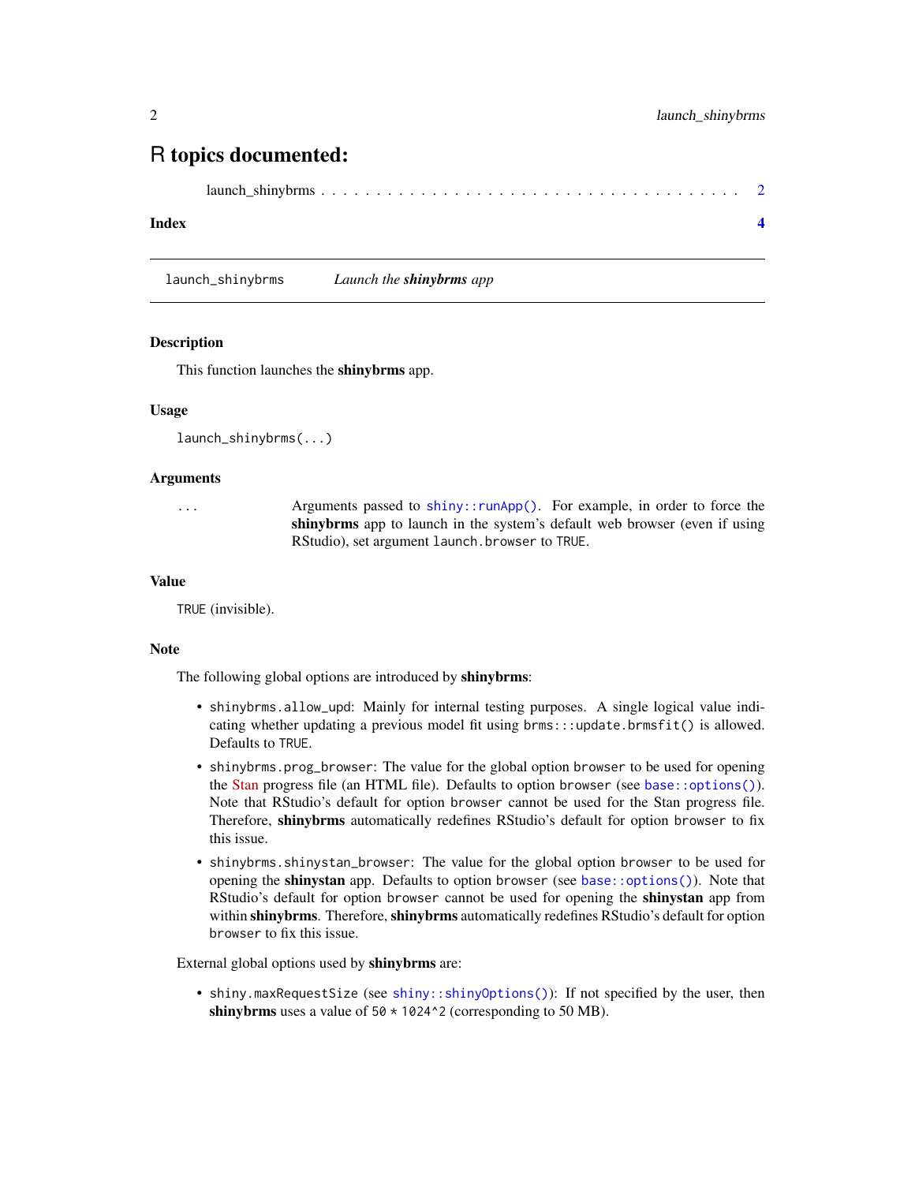# R topics documented:

launch_shinybrms . . . . . . . . . . . . . . . . . . . . . . . . . . . . . . . . . . . . 2

**Index** **4**

---

`launch_shinybrms` *Launch the **shinybrms** app*

---

## Description

This function launches the **shinybrms** app.

## Usage

```
launch_shinybrms(...)
```

## Arguments

| | |
|---|---|
| `...` | Arguments passed to `shiny::runApp()`. For example, in order to force the **shinybrms** app to launch in the system's default web browser (even if using RStudio), set argument `launch.browser` to `TRUE`. |

## Value

`TRUE` (invisible).

## Note

The following global options are introduced by **shinybrms**:

- `shinybrms.allow_upd`: Mainly for internal testing purposes. A single logical value indicating whether updating a previous model fit using `brms:::update.brmsfit()` is allowed. Defaults to `TRUE`.
- `shinybrms.prog_browser`: The value for the global option `browser` to be used for opening the Stan progress file (an HTML file). Defaults to option `browser` (see `base::options()`). Note that RStudio's default for option `browser` cannot be used for the Stan progress file. Therefore, **shinybrms** automatically redefines RStudio's default for option `browser` to fix this issue.
- `shinybrms.shinystan_browser`: The value for the global option `browser` to be used for opening the **shinystan** app. Defaults to option `browser` (see `base::options()`). Note that RStudio's default for option `browser` cannot be used for opening the **shinystan** app from within **shinybrms**. Therefore, **shinybrms** automatically redefines RStudio's default for option `browser` to fix this issue.

External global options used by **shinybrms** are:

- `shiny.maxRequestSize` (see `shiny::shinyOptions()`): If not specified by the user, then **shinybrms** uses a value of `50 * 1024^2` (corresponding to 50 MB).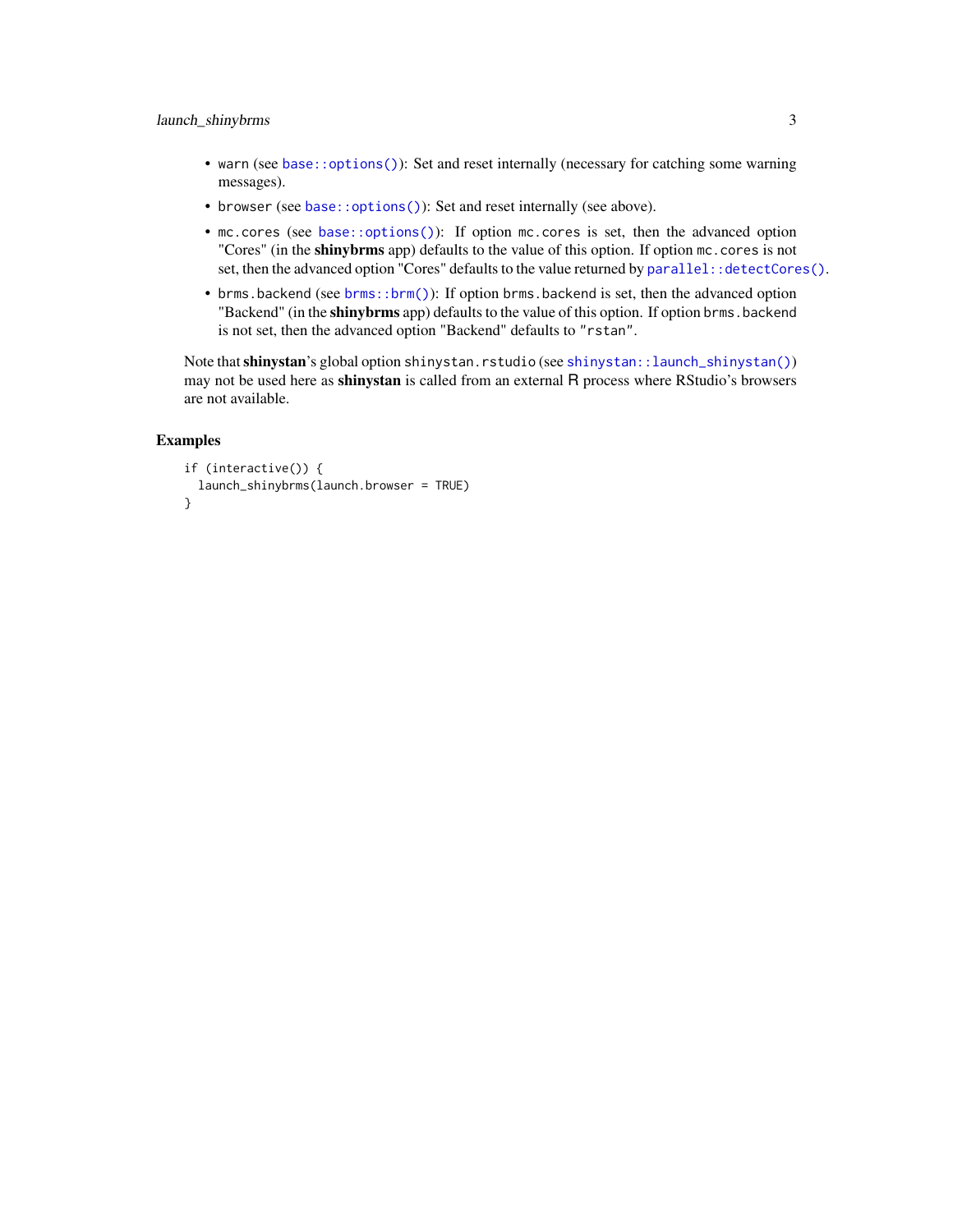- `warn` (see `base::options()`): Set and reset internally (necessary for catching some warning messages).
- `browser` (see `base::options()`): Set and reset internally (see above).
- `mc.cores` (see `base::options()`): If option `mc.cores` is set, then the advanced option "Cores" (in the **shinybrms** app) defaults to the value of this option. If option `mc.cores` is not set, then the advanced option "Cores" defaults to the value returned by `parallel::detectCores()`.
- `brms.backend` (see `brms::brm()`): If option `brms.backend` is set, then the advanced option "Backend" (in the **shinybrms** app) defaults to the value of this option. If option `brms.backend` is not set, then the advanced option "Backend" defaults to `"rstan"`.

Note that **shinystan**'s global option `shinystan.rstudio` (see `shinystan::launch_shinystan()`) may not be used here as **shinystan** is called from an external R process where RStudio's browsers are not available.

## Examples

```
if (interactive()) {
  launch_shinybrms(launch.browser = TRUE)
}
```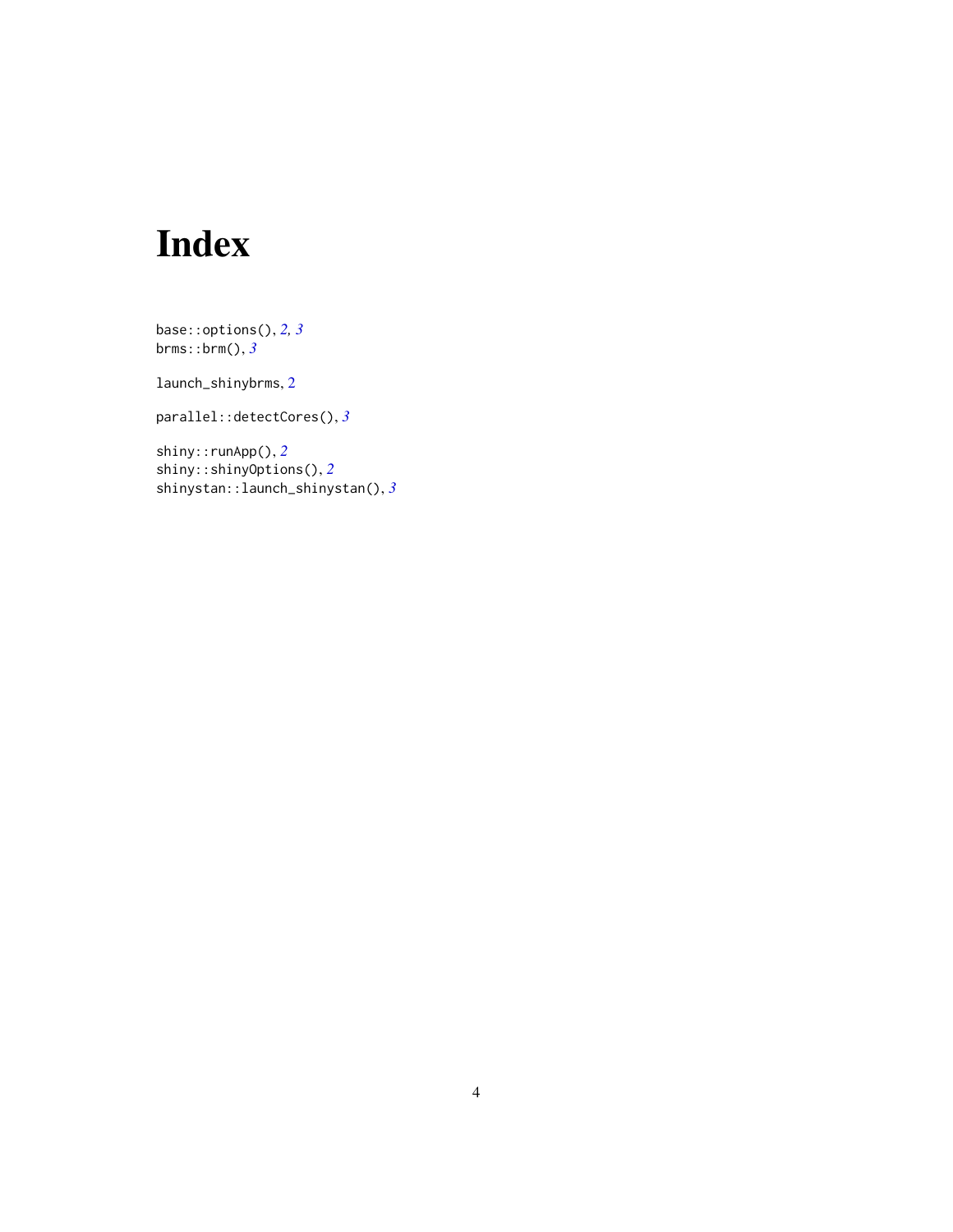# Index

base::options(), 2, 3
brms::brm(), 3

launch_shinybrms, 2

parallel::detectCores(), 3

shiny::runApp(), 2
shiny::shinyOptions(), 2
shinystan::launch_shinystan(), 3